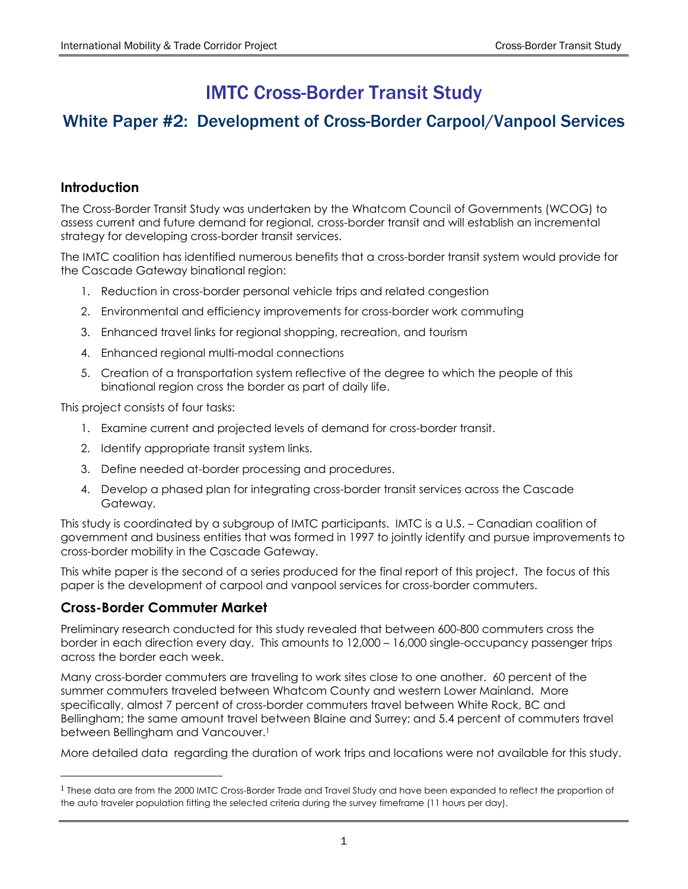# IMTC Cross-Border Transit Study

## White Paper #2: Development of Cross-Border Carpool/Vanpool Services

### Introduction

The Cross-Border Transit Study was undertaken by the Whatcom Council of Governments (WCOG) to assess current and future demand for regional, cross-border transit and will establish an incremental strategy for developing cross-border transit services.

The IMTC coalition has identified numerous benefits that a cross-border transit system would provide for the Cascade Gateway binational region:

1. Reduction in cross-border personal vehicle trips and related congestion
2. Environmental and efficiency improvements for cross-border work commuting
3. Enhanced travel links for regional shopping, recreation, and tourism
4. Enhanced regional multi-modal connections
5. Creation of a transportation system reflective of the degree to which the people of this binational region cross the border as part of daily life.

This project consists of four tasks:

1. Examine current and projected levels of demand for cross-border transit.
2. Identify appropriate transit system links.
3. Define needed at-border processing and procedures.
4. Develop a phased plan for integrating cross-border transit services across the Cascade Gateway.

This study is coordinated by a subgroup of IMTC participants. IMTC is a U.S. – Canadian coalition of government and business entities that was formed in 1997 to jointly identify and pursue improvements to cross-border mobility in the Cascade Gateway.

This white paper is the second of a series produced for the final report of this project. The focus of this paper is the development of carpool and vanpool services for cross-border commuters.

### Cross-Border Commuter Market

Preliminary research conducted for this study revealed that between 600-800 commuters cross the border in each direction every day. This amounts to 12,000 – 16,000 single-occupancy passenger trips across the border each week.

Many cross-border commuters are traveling to work sites close to one another. 60 percent of the summer commuters traveled between Whatcom County and western Lower Mainland. More specifically, almost 7 percent of cross-border commuters travel between White Rock, BC and Bellingham; the same amount travel between Blaine and Surrey; and 5.4 percent of commuters travel between Bellingham and Vancouver.[1]

More detailed data regarding the duration of work trips and locations were not available for this study.

[1] These data are from the 2000 IMTC Cross-Border Trade and Travel Study and have been expanded to reflect the proportion of the auto traveler population fitting the selected criteria during the survey timeframe (11 hours per day).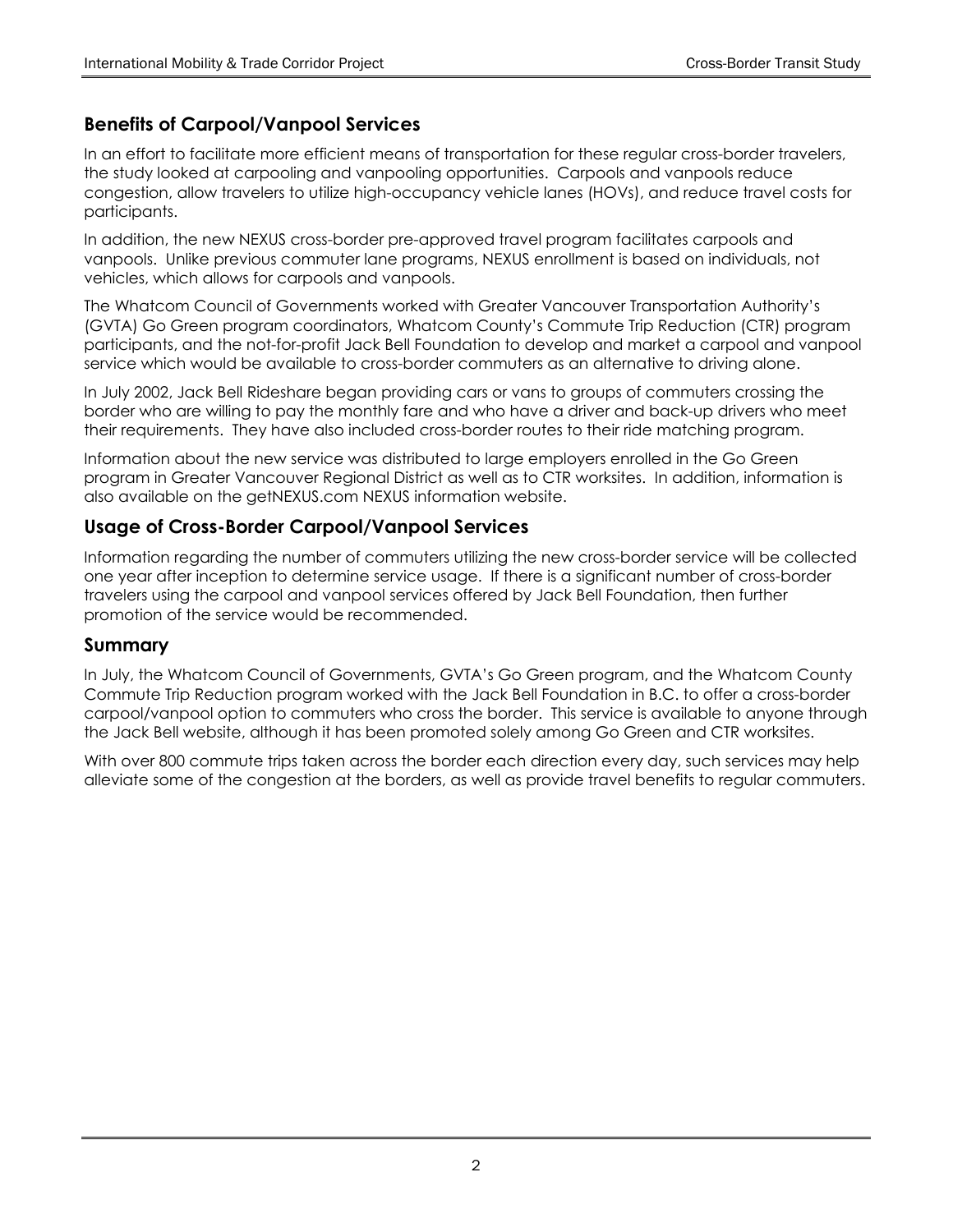## Benefits of Carpool/Vanpool Services

In an effort to facilitate more efficient means of transportation for these regular cross-border travelers, the study looked at carpooling and vanpooling opportunities. Carpools and vanpools reduce congestion, allow travelers to utilize high-occupancy vehicle lanes (HOVs), and reduce travel costs for participants.

In addition, the new NEXUS cross-border pre-approved travel program facilitates carpools and vanpools. Unlike previous commuter lane programs, NEXUS enrollment is based on individuals, not vehicles, which allows for carpools and vanpools.

The Whatcom Council of Governments worked with Greater Vancouver Transportation Authority's (GVTA) Go Green program coordinators, Whatcom County's Commute Trip Reduction (CTR) program participants, and the not-for-profit Jack Bell Foundation to develop and market a carpool and vanpool service which would be available to cross-border commuters as an alternative to driving alone.

In July 2002, Jack Bell Rideshare began providing cars or vans to groups of commuters crossing the border who are willing to pay the monthly fare and who have a driver and back-up drivers who meet their requirements. They have also included cross-border routes to their ride matching program.

Information about the new service was distributed to large employers enrolled in the Go Green program in Greater Vancouver Regional District as well as to CTR worksites. In addition, information is also available on the getNEXUS.com NEXUS information website.

## Usage of Cross-Border Carpool/Vanpool Services

Information regarding the number of commuters utilizing the new cross-border service will be collected one year after inception to determine service usage. If there is a significant number of cross-border travelers using the carpool and vanpool services offered by Jack Bell Foundation, then further promotion of the service would be recommended.

## Summary

In July, the Whatcom Council of Governments, GVTA's Go Green program, and the Whatcom County Commute Trip Reduction program worked with the Jack Bell Foundation in B.C. to offer a cross-border carpool/vanpool option to commuters who cross the border. This service is available to anyone through the Jack Bell website, although it has been promoted solely among Go Green and CTR worksites.

With over 800 commute trips taken across the border each direction every day, such services may help alleviate some of the congestion at the borders, as well as provide travel benefits to regular commuters.